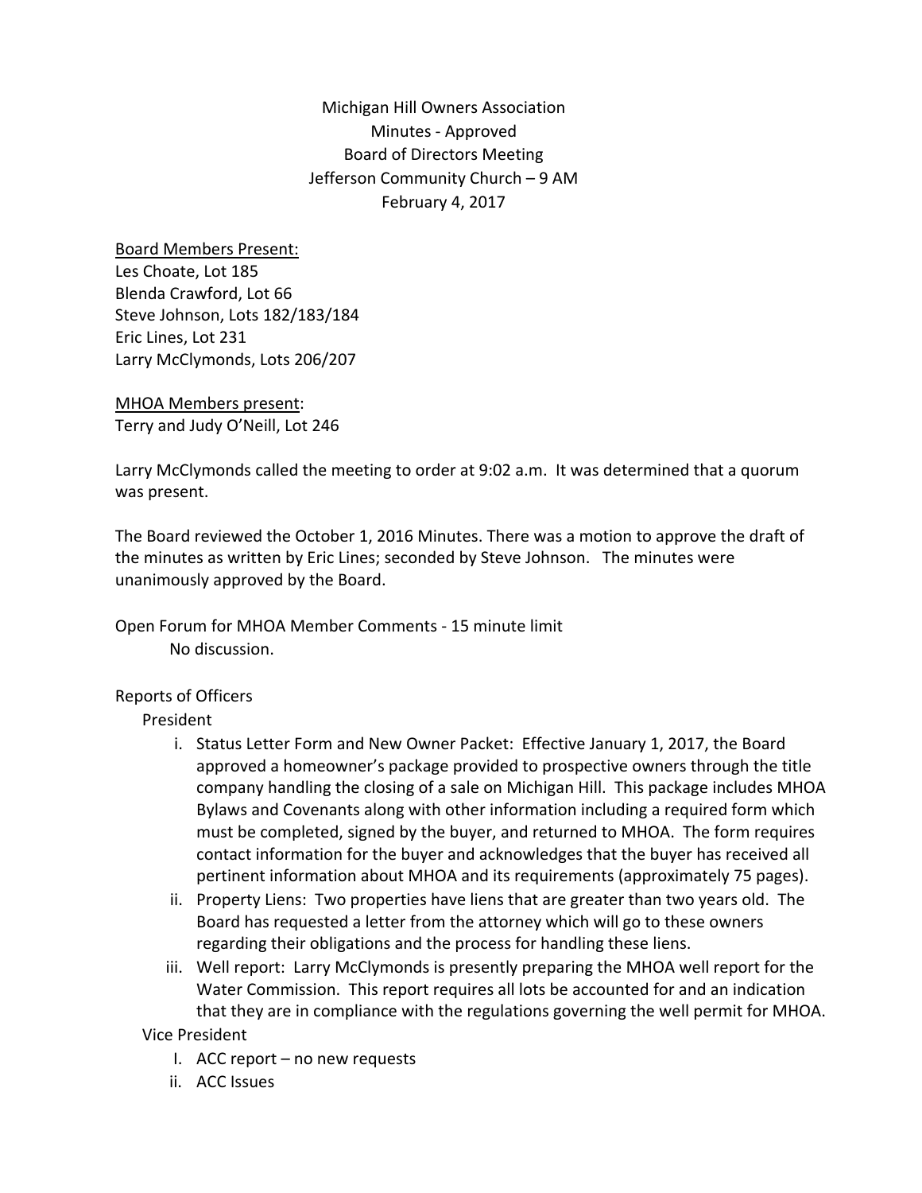Michigan Hill Owners Association
Minutes - Approved
Board of Directors Meeting
Jefferson Community Church – 9 AM
February 4, 2017

Board Members Present:
Les Choate, Lot 185
Blenda Crawford, Lot 66
Steve Johnson, Lots 182/183/184
Eric Lines, Lot 231
Larry McClymonds, Lots 206/207

MHOA Members present:
Terry and Judy O'Neill, Lot 246

Larry McClymonds called the meeting to order at 9:02 a.m. It was determined that a quorum was present.

The Board reviewed the October 1, 2016 Minutes. There was a motion to approve the draft of the minutes as written by Eric Lines; seconded by Steve Johnson. The minutes were unanimously approved by the Board.

Open Forum for MHOA Member Comments - 15 minute limit
No discussion.

Reports of Officers

President

i. Status Letter Form and New Owner Packet: Effective January 1, 2017, the Board approved a homeowner's package provided to prospective owners through the title company handling the closing of a sale on Michigan Hill. This package includes MHOA Bylaws and Covenants along with other information including a required form which must be completed, signed by the buyer, and returned to MHOA. The form requires contact information for the buyer and acknowledges that the buyer has received all pertinent information about MHOA and its requirements (approximately 75 pages).
ii. Property Liens: Two properties have liens that are greater than two years old. The Board has requested a letter from the attorney which will go to these owners regarding their obligations and the process for handling these liens.
iii. Well report: Larry McClymonds is presently preparing the MHOA well report for the Water Commission. This report requires all lots be accounted for and an indication that they are in compliance with the regulations governing the well permit for MHOA.

Vice President

I. ACC report – no new requests
ii. ACC Issues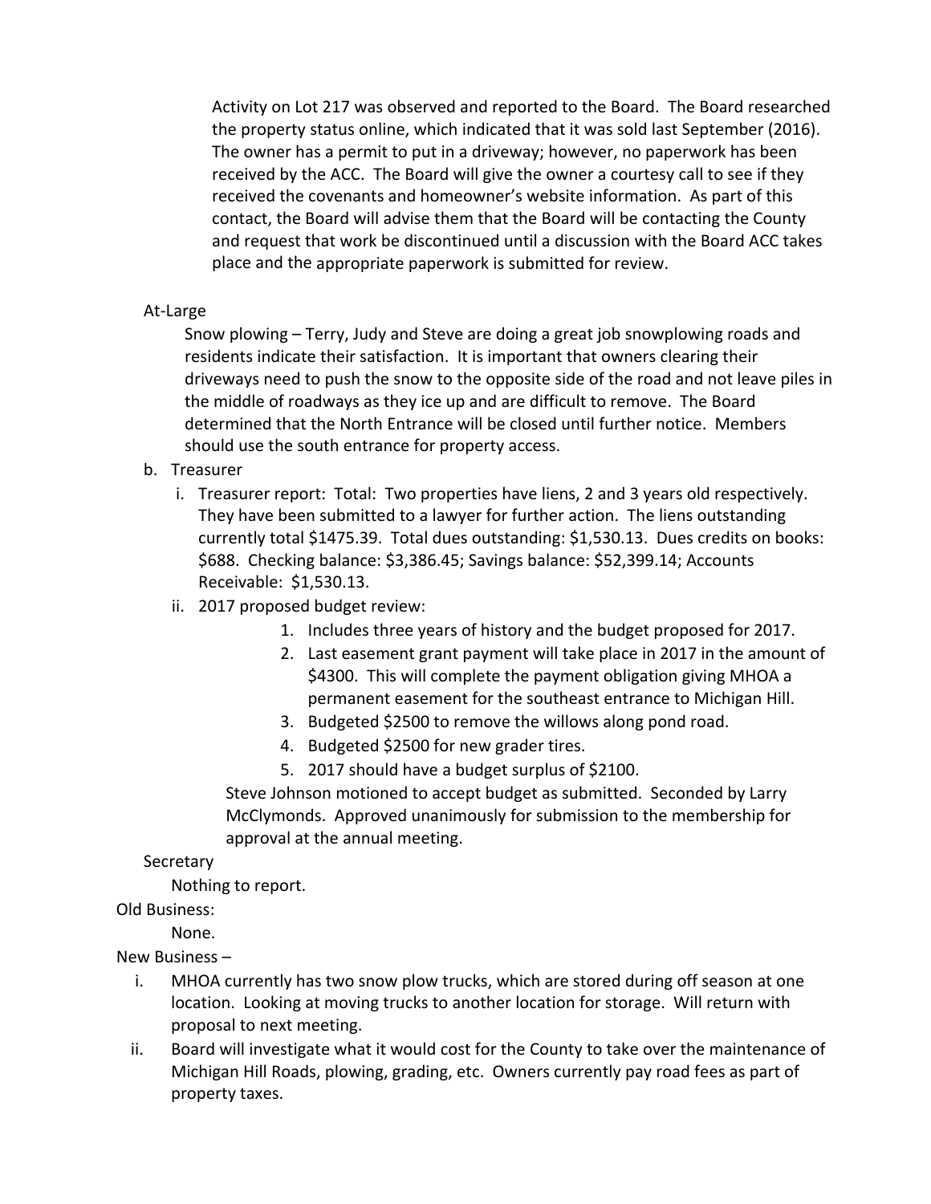Activity on Lot 217 was observed and reported to the Board. The Board researched the property status online, which indicated that it was sold last September (2016). The owner has a permit to put in a driveway; however, no paperwork has been received by the ACC. The Board will give the owner a courtesy call to see if they received the covenants and homeowner's website information. As part of this contact, the Board will advise them that the Board will be contacting the County and request that work be discontinued until a discussion with the Board ACC takes place and the appropriate paperwork is submitted for review.

At-Large

Snow plowing – Terry, Judy and Steve are doing a great job snowplowing roads and residents indicate their satisfaction. It is important that owners clearing their driveways need to push the snow to the opposite side of the road and not leave piles in the middle of roadways as they ice up and are difficult to remove. The Board determined that the North Entrance will be closed until further notice. Members should use the south entrance for property access.

b. Treasurer
   i. Treasurer report: Total: Two properties have liens, 2 and 3 years old respectively. They have been submitted to a lawyer for further action. The liens outstanding currently total $1475.39. Total dues outstanding: $1,530.13. Dues credits on books: $688. Checking balance: $3,386.45; Savings balance: $52,399.14; Accounts Receivable: $1,530.13.
   ii. 2017 proposed budget review:
      1. Includes three years of history and the budget proposed for 2017.
      2. Last easement grant payment will take place in 2017 in the amount of $4300. This will complete the payment obligation giving MHOA a permanent easement for the southeast entrance to Michigan Hill.
      3. Budgeted $2500 to remove the willows along pond road.
      4. Budgeted $2500 for new grader tires.
      5. 2017 should have a budget surplus of $2100.

      Steve Johnson motioned to accept budget as submitted. Seconded by Larry McClymonds. Approved unanimously for submission to the membership for approval at the annual meeting.

Secretary

Nothing to report.

Old Business:

None.

New Business –

i. MHOA currently has two snow plow trucks, which are stored during off season at one location. Looking at moving trucks to another location for storage. Will return with proposal to next meeting.
ii. Board will investigate what it would cost for the County to take over the maintenance of Michigan Hill Roads, plowing, grading, etc. Owners currently pay road fees as part of property taxes.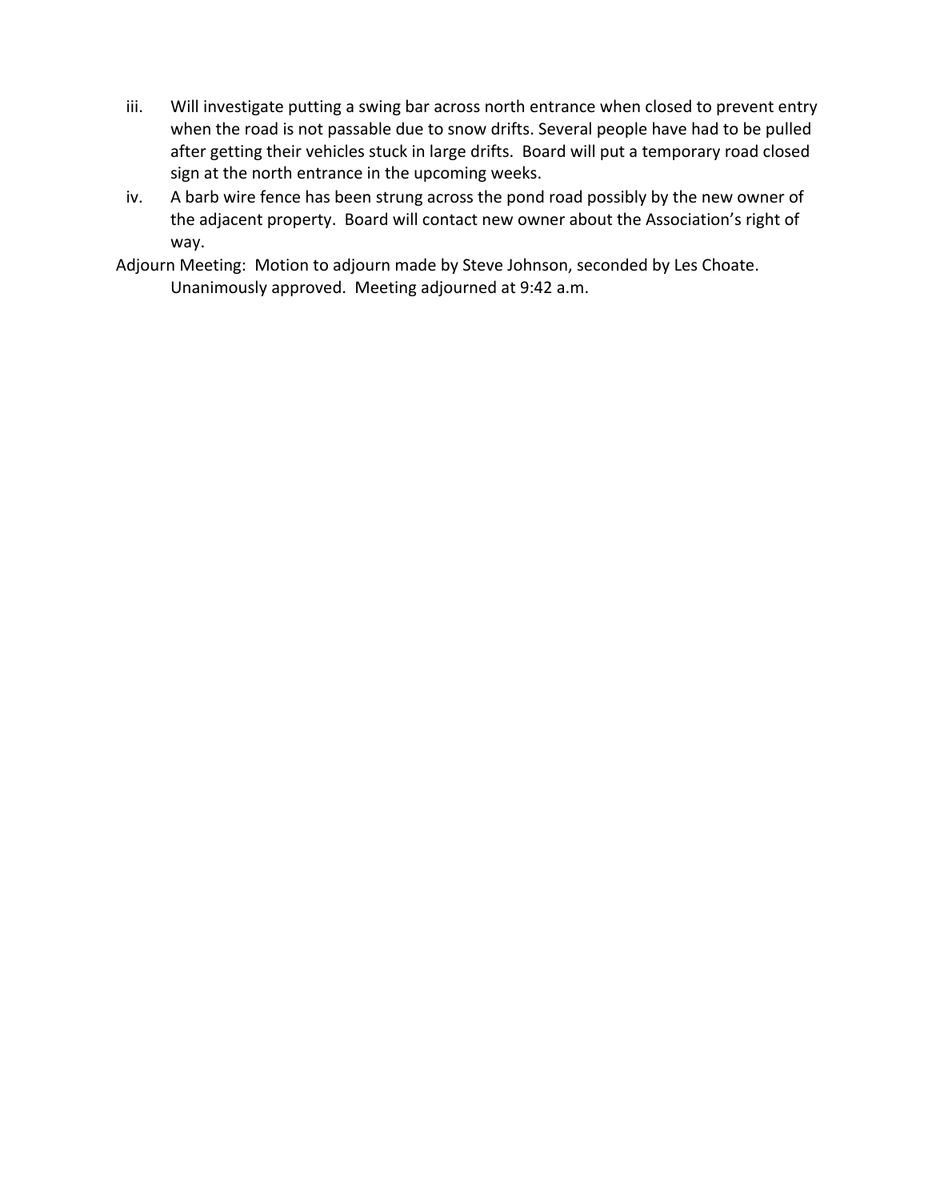iii. Will investigate putting a swing bar across north entrance when closed to prevent entry when the road is not passable due to snow drifts. Several people have had to be pulled after getting their vehicles stuck in large drifts. Board will put a temporary road closed sign at the north entrance in the upcoming weeks.

iv. A barb wire fence has been strung across the pond road possibly by the new owner of the adjacent property. Board will contact new owner about the Association's right of way.

Adjourn Meeting: Motion to adjourn made by Steve Johnson, seconded by Les Choate. Unanimously approved. Meeting adjourned at 9:42 a.m.